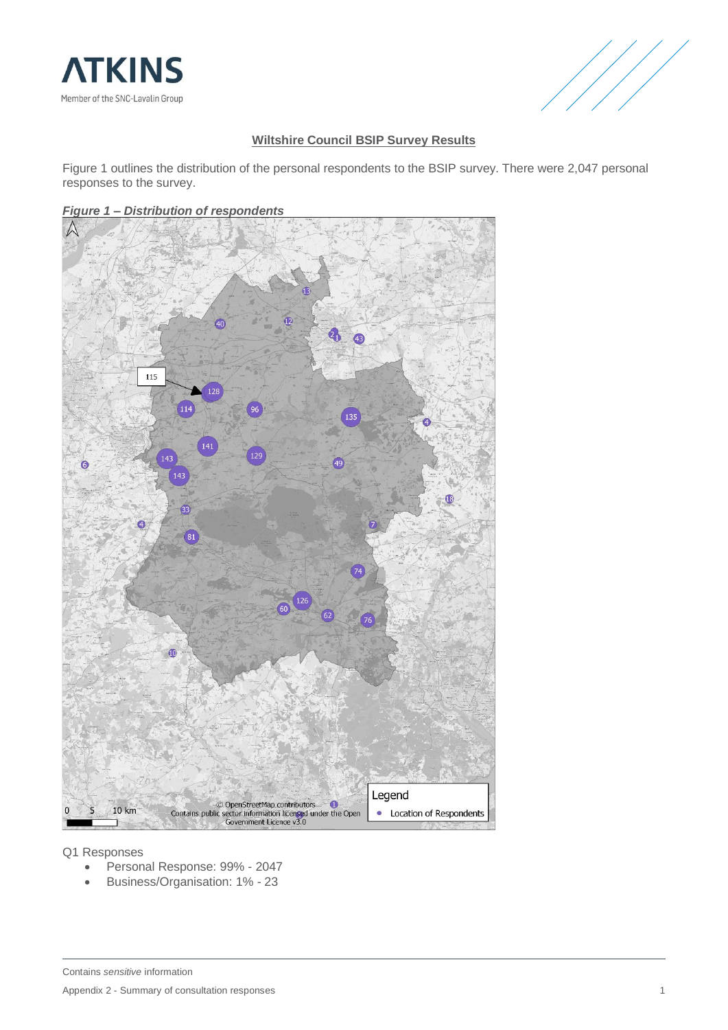## Wiltshire Council BSIP Survey Results

Figure 1 outlines the distribution of the personal respondents to the BSIP survey. There were 2,047 personal responses to the survey.

***Figure 1 – Distribution of respondents***

Q1 Responses

- Personal Response: 99% - 2047
- Business/Organisation: 1% - 23

Contains *sensitive* information

Appendix 2 - Summary of consultation responses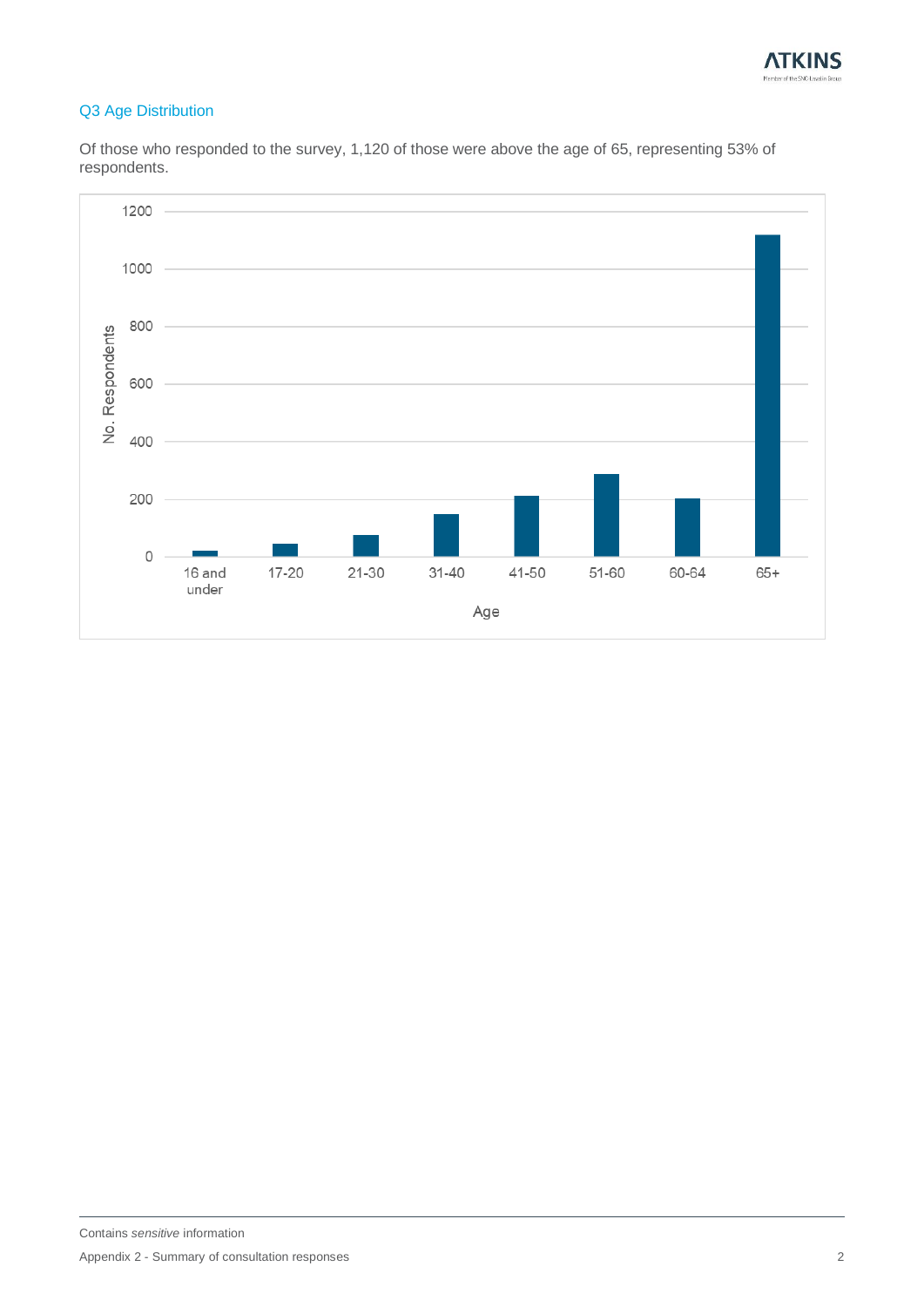### Q3 Age Distribution

Of those who responded to the survey, 1,120 of those were above the age of 65, representing 53% of respondents.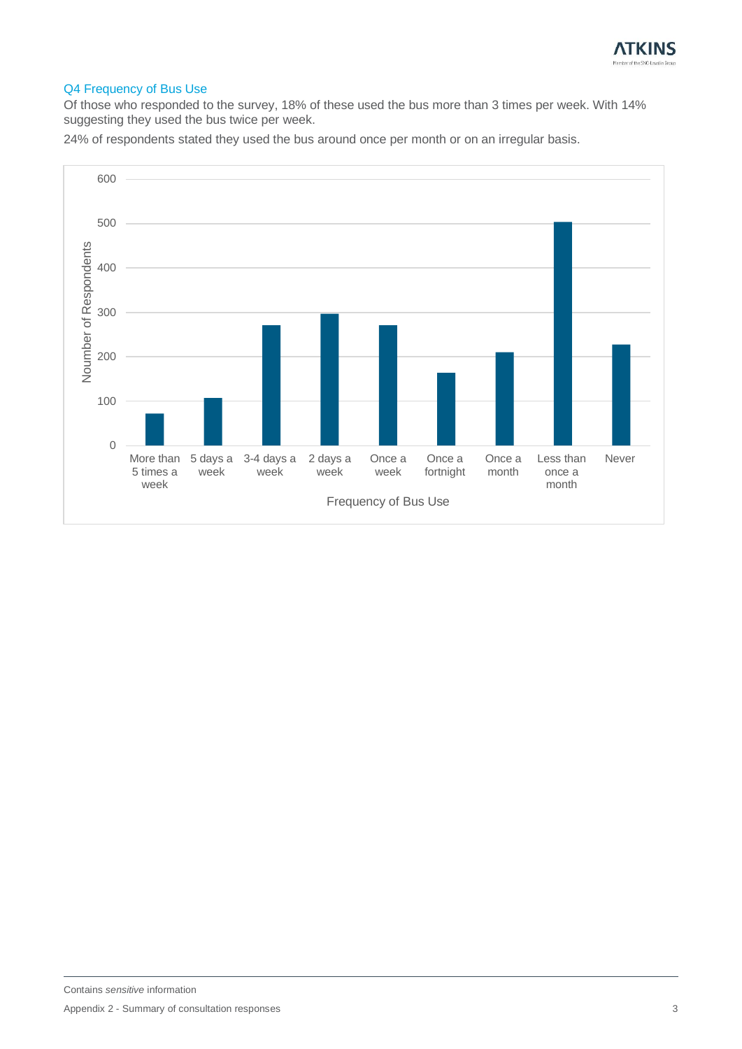## Q4 Frequency of Bus Use

Of those who responded to the survey, 18% of these used the bus more than 3 times per week. With 14% suggesting they used the bus twice per week.

24% of respondents stated they used the bus around once per month or on an irregular basis.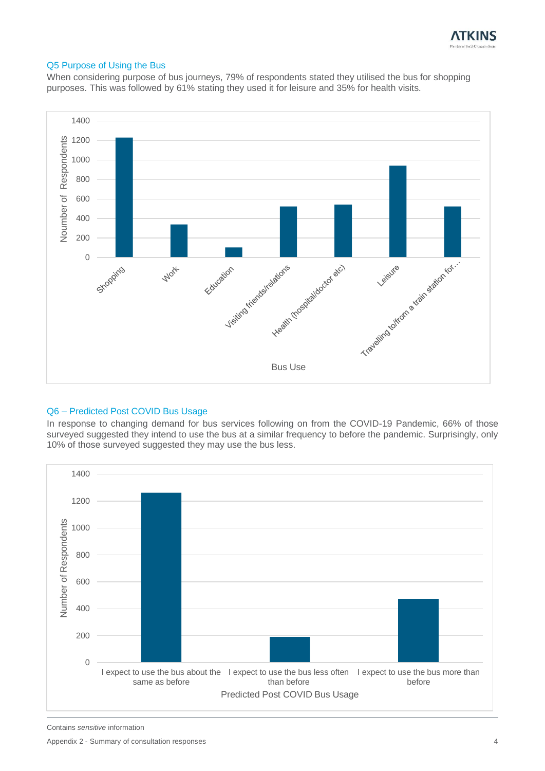### Q5 Purpose of Using the Bus

When considering purpose of bus journeys, 79% of respondents stated they utilised the bus for shopping purposes. This was followed by 61% stating they used it for leisure and 35% for health visits.

### Q6 – Predicted Post COVID Bus Usage

In response to changing demand for bus services following on from the COVID-19 Pandemic, 66% of those surveyed suggested they intend to use the bus at a similar frequency to before the pandemic. Surprisingly, only 10% of those surveyed suggested they may use the bus less.

Contains *sensitive* information

Appendix 2 - Summary of consultation responses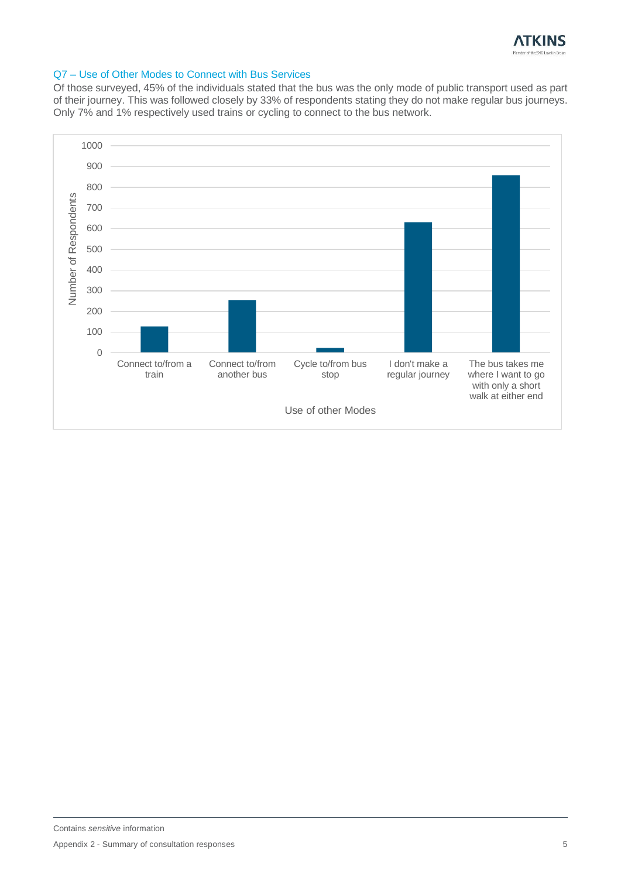## Q7 – Use of Other Modes to Connect with Bus Services

Of those surveyed, 45% of the individuals stated that the bus was the only mode of public transport used as part of their journey. This was followed closely by 33% of respondents stating they do not make regular bus journeys. Only 7% and 1% respectively used trains or cycling to connect to the bus network.

Number of Respondents

1000
900
800
700
600
500
400
300
200
100
0

Connect to/from a train | Connect to/from another bus | Cycle to/from bus stop | I don't make a regular journey | The bus takes me where I want to go with only a short walk at either end

Use of other Modes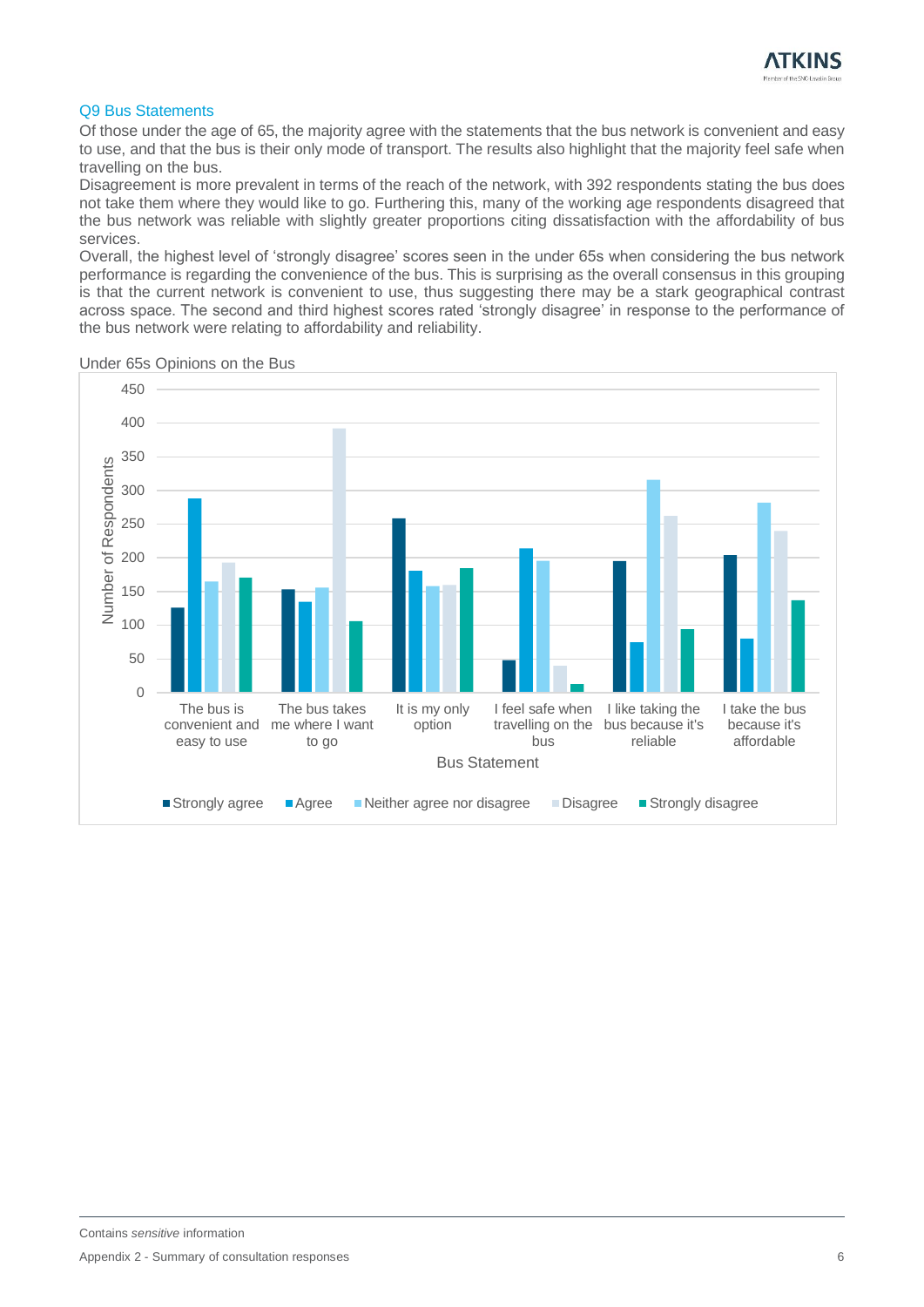## Q9 Bus Statements

Of those under the age of 65, the majority agree with the statements that the bus network is convenient and easy to use, and that the bus is their only mode of transport. The results also highlight that the majority feel safe when travelling on the bus.

Disagreement is more prevalent in terms of the reach of the network, with 392 respondents stating the bus does not take them where they would like to go. Furthering this, many of the working age respondents disagreed that the bus network was reliable with slightly greater proportions citing dissatisfaction with the affordability of bus services.

Overall, the highest level of 'strongly disagree' scores seen in the under 65s when considering the bus network performance is regarding the convenience of the bus. This is surprising as the overall consensus in this grouping is that the current network is convenient to use, thus suggesting there may be a stark geographical contrast across space. The second and third highest scores rated 'strongly disagree' in response to the performance of the bus network were relating to affordability and reliability.

Under 65s Opinions on the Bus

| Bus Statement | Strongly agree | Agree | Neither agree nor disagree | Disagree | Strongly disagree |
|---|---|---|---|---|---|
| The bus is convenient and easy to use | 126 | 288 | 165 | 193 | 170 |
| The bus takes me where I want to go | 153 | 135 | 156 | 392 | 106 |
| It is my only option | 258 | 181 | 158 | 160 | 184 |
| I feel safe when travelling on the bus | 48 | 214 | 195 | 40 | 12 |
| I like taking the bus because it's reliable | 195 | 75 | 315 | 261 | 94 |
| I take the bus because it's affordable | 204 | 80 | 282 | 239 | 137 |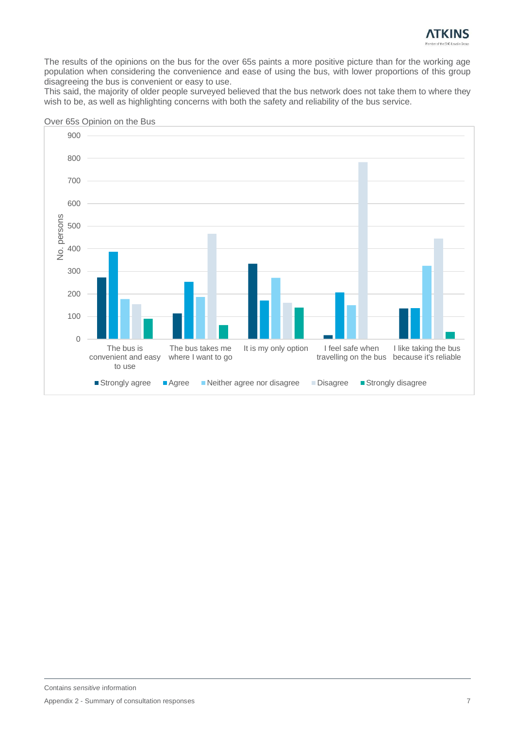The results of the opinions on the bus for the over 65s paints a more positive picture than for the working age population when considering the convenience and ease of using the bus, with lower proportions of this group disagreeing the bus is convenient or easy to use.

This said, the majority of older people surveyed believed that the bus network does not take them to where they wish to be, as well as highlighting concerns with both the safety and reliability of the bus service.

Over 65s Opinion on the Bus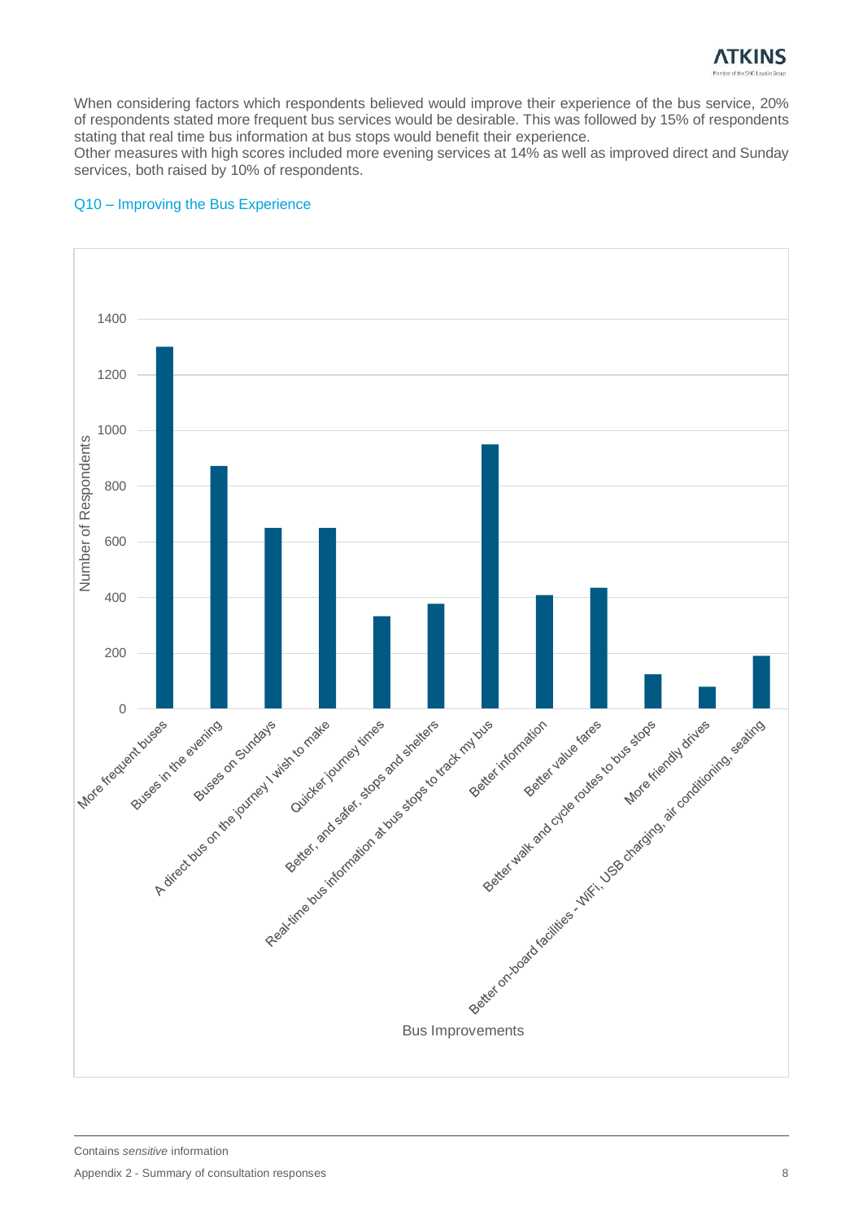When considering factors which respondents believed would improve their experience of the bus service, 20% of respondents stated more frequent bus services would be desirable. This was followed by 15% of respondents stating that real time bus information at bus stops would benefit their experience.
Other measures with high scores included more evening services at 14% as well as improved direct and Sunday services, both raised by 10% of respondents.

### Q10 – Improving the Bus Experience

| Bus Improvements | Number of Respondents (approx.) |
|---|---|
| More frequent buses | 1300 |
| Buses in the evening | 870 |
| Buses on Sundays | 650 |
| A direct bus on the journey I wish to make | 650 |
| Quicker journey times | 330 |
| Better, and safer, stops and shelters | 375 |
| Real-time bus information at bus stops to track my bus | 950 |
| Better information | 405 |
| Better value fares | 435 |
| Better walk and cycle routes to bus stops | 120 |
| More friendly drives | 75 |
| Better on-board facilities - WiFi, USB charging, air conditioning, seating | 190 |

Contains *sensitive* information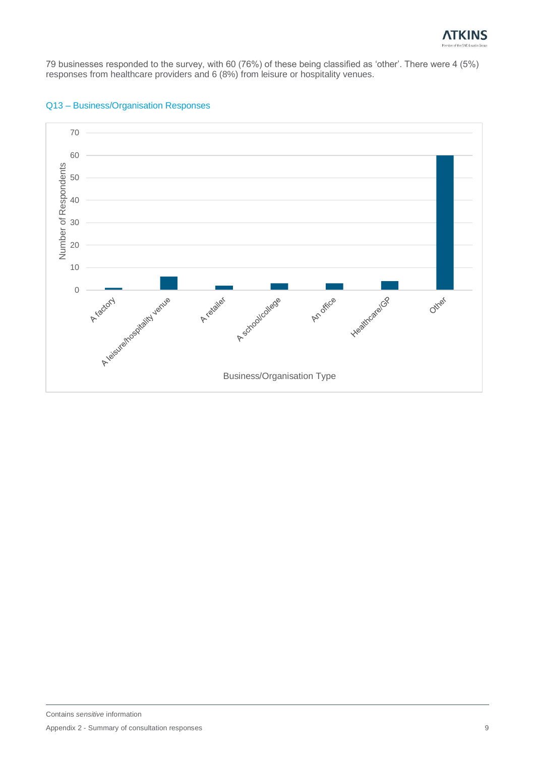79 businesses responded to the survey, with 60 (76%) of these being classified as 'other'. There were 4 (5%) responses from healthcare providers and 6 (8%) from leisure or hospitality venues.

### Q13 – Business/Organisation Responses

| Business/Organisation Type | Number of Respondents |
|---|---|
| A factory | 1 |
| A leisure/hospitality venue | 6 |
| A retailer | 2 |
| A school/college | 3 |
| An office | 3 |
| Healthcare/GP | 4 |
| Other | 60 |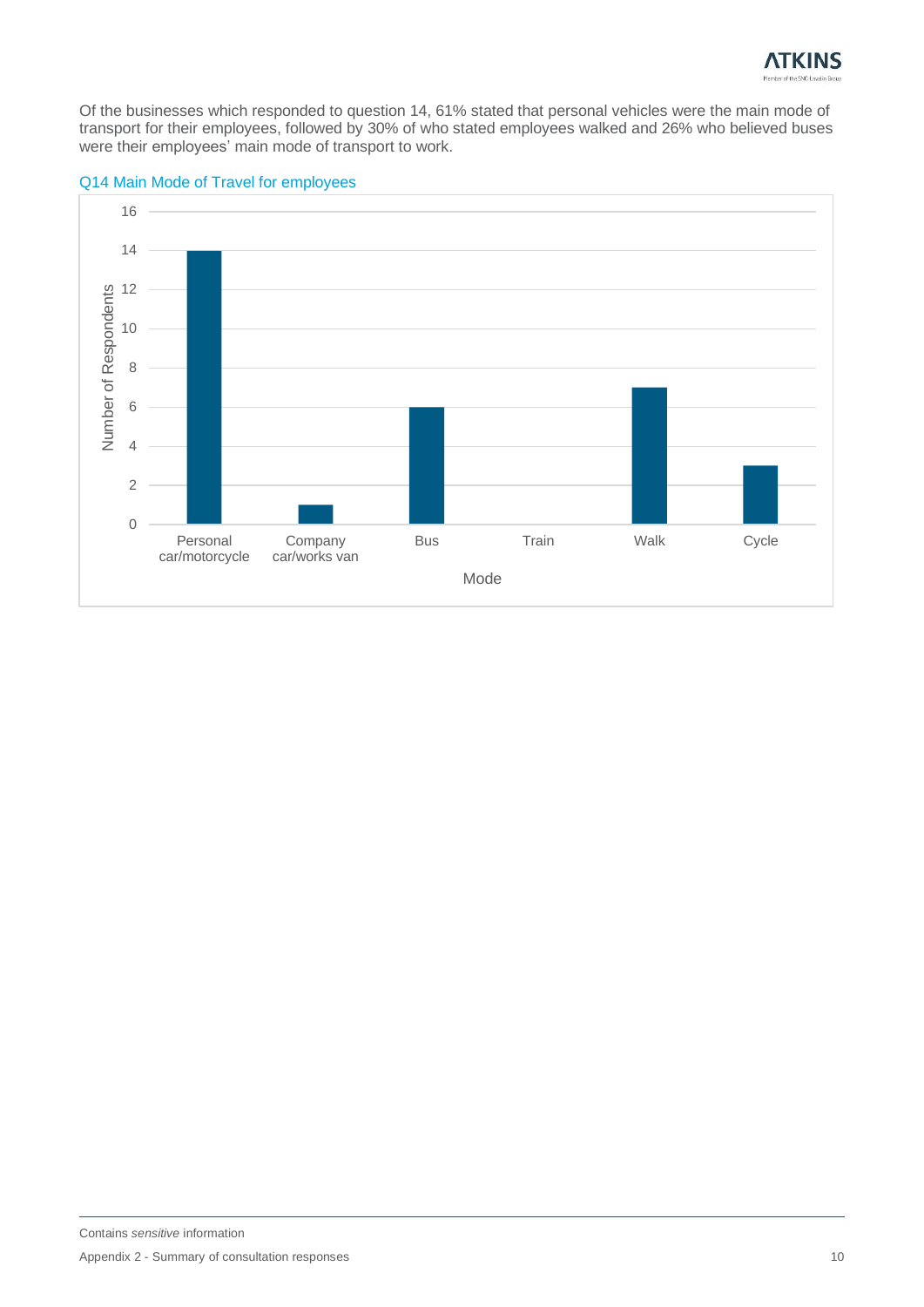Of the businesses which responded to question 14, 61% stated that personal vehicles were the main mode of transport for their employees, followed by 30% of who stated employees walked and 26% who believed buses were their employees' main mode of transport to work.

Q14 Main Mode of Travel for employees

| Mode | Number of Respondents |
|---|---|
| Personal car/motorcycle | 14 |
| Company car/works van | 1 |
| Bus | 6 |
| Train | 0 |
| Walk | 7 |
| Cycle | 3 |

Contains *sensitive* information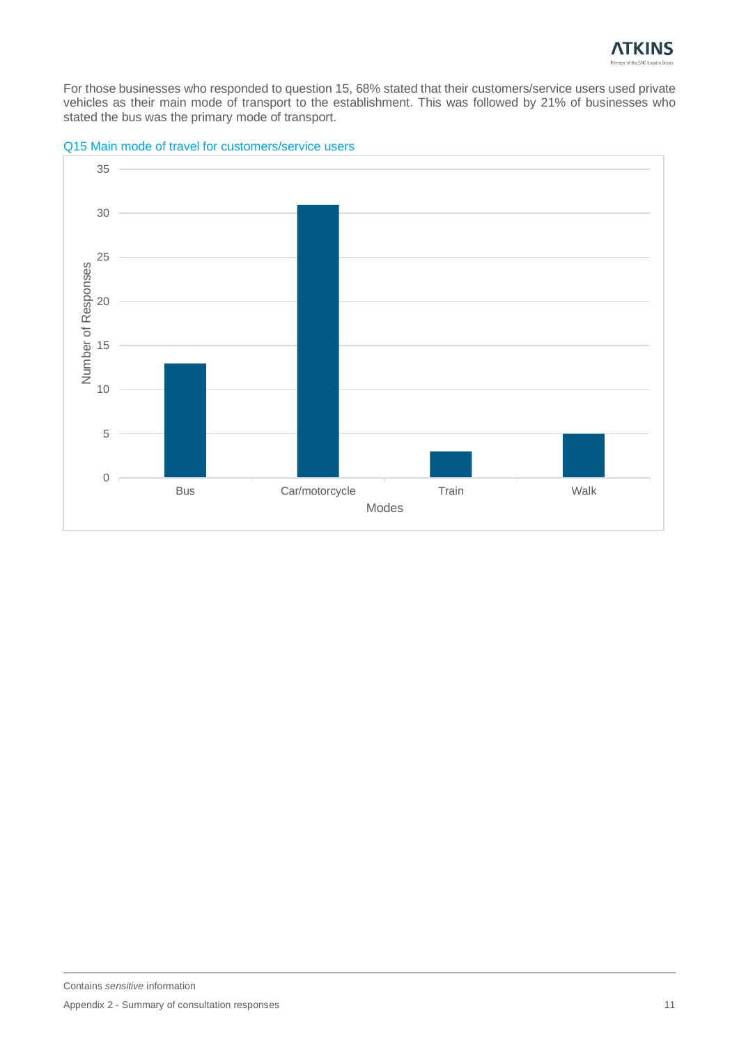For those businesses who responded to question 15, 68% stated that their customers/service users used private vehicles as their main mode of transport to the establishment. This was followed by 21% of businesses who stated the bus was the primary mode of transport.

Q15 Main mode of travel for customers/service users

| Modes | Number of Responses |
|---|---|
| Bus | 13 |
| Car/motorcycle | 31 |
| Train | 3 |
| Walk | 5 |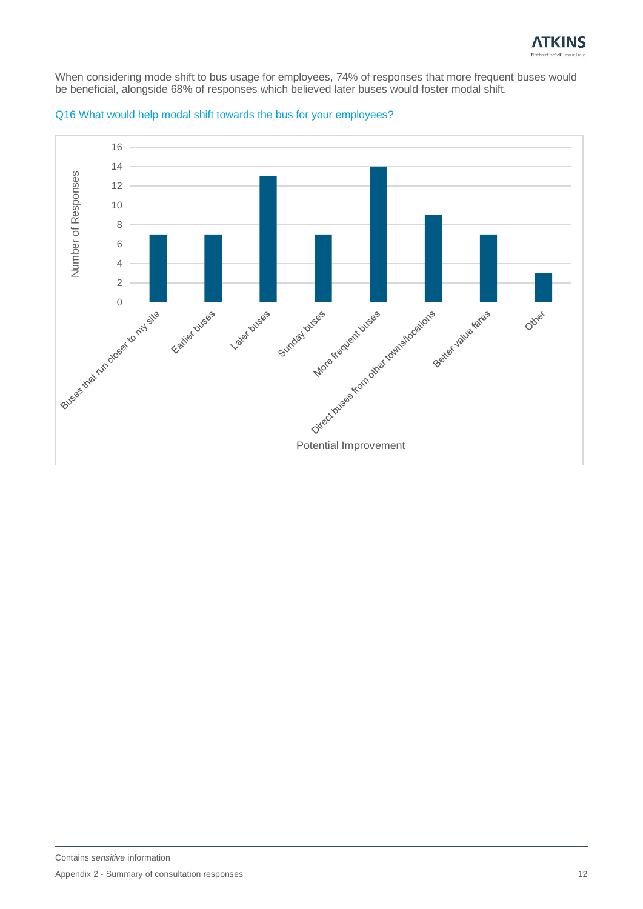When considering mode shift to bus usage for employees, 74% of responses that more frequent buses would be beneficial, alongside 68% of responses which believed later buses would foster modal shift.

Q16 What would help modal shift towards the bus for your employees?

| Potential Improvement | Number of Responses |
|---|---|
| Buses that run closer to my site | 7 |
| Earlier buses | 7 |
| Later buses | 13 |
| Sunday buses | 7 |
| More frequent buses | 14 |
| Direct buses from other towns/locations | 9 |
| Better value fares | 7 |
| Other | 3 |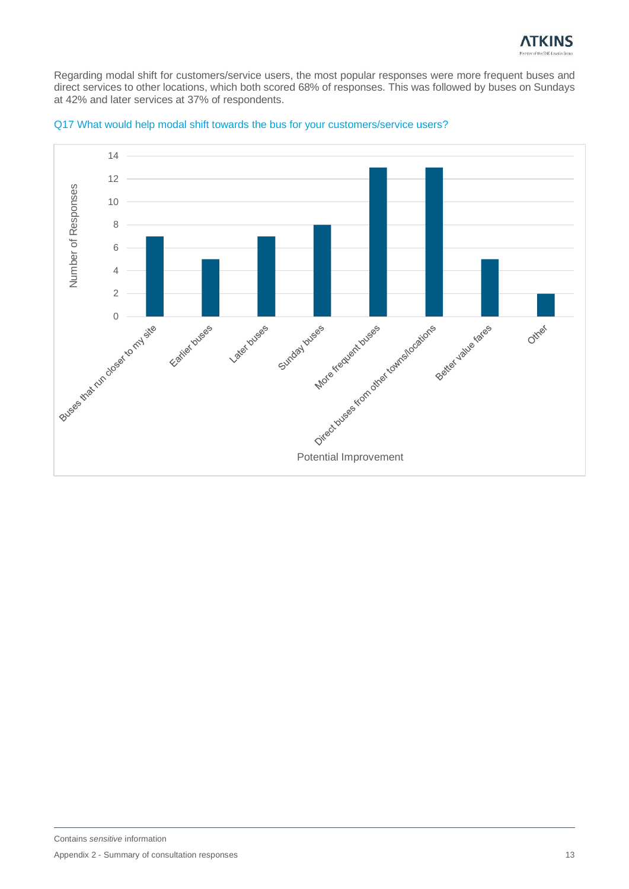Regarding modal shift for customers/service users, the most popular responses were more frequent buses and direct services to other locations, which both scored 68% of responses. This was followed by buses on Sundays at 42% and later services at 37% of respondents.

Q17 What would help modal shift towards the bus for your customers/service users?

Number of Responses

14
12
10
8
6
4
2
0

Buses that run closer to my site
Earlier buses
Later buses
Sunday buses
More frequent buses
Direct buses from other towns/locations
Better value fares
Other

Potential Improvement